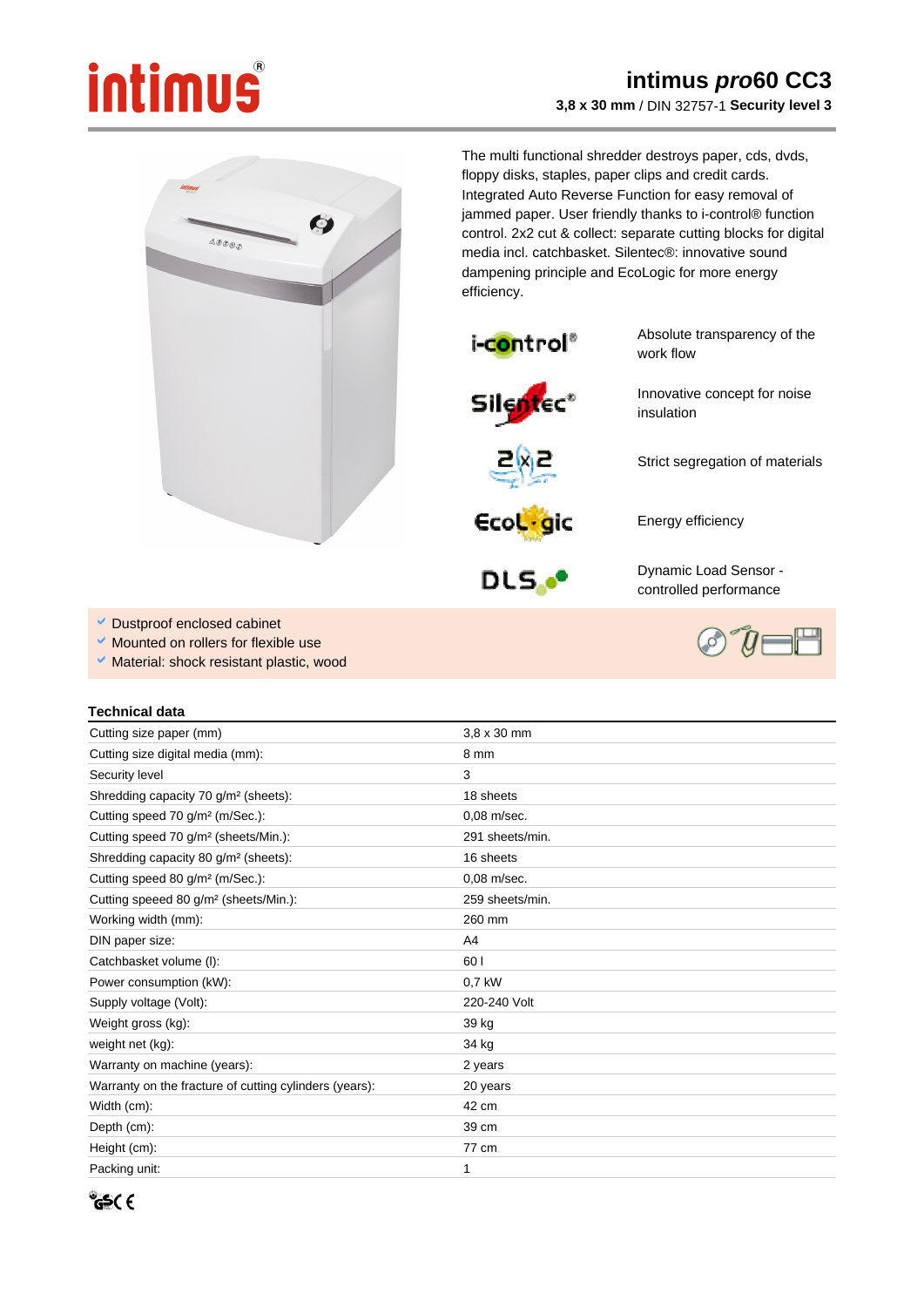# intimus

## intimus *pro*60 CC3

**3,8 x 30 mm** / DIN 32757-1 **Security level 3**

The multi functional shredder destroys paper, cds, dvds, floppy disks, staples, paper clips and credit cards. Integrated Auto Reverse Function for easy removal of jammed paper. User friendly thanks to i-control® function control. 2x2 cut & collect: separate cutting blocks for digital media incl. catchbasket. Silentec®: innovative sound dampening principle and EcoLogic for more energy efficiency.

| | |
|---|---|
| i-control® | Absolute transparency of the work flow |
| Silentec® | Innovative concept for noise insulation |
| 2x2 | Strict segregation of materials |
| EcoLogic | Energy efficiency |
| DLS | Dynamic Load Sensor - controlled performance |

- Dustproof enclosed cabinet
- Mounted on rollers for flexible use
- Material: shock resistant plastic, wood

### Technical data

| | |
|---|---|
| Cutting size paper (mm) | 3,8 x 30 mm |
| Cutting size digital media (mm): | 8 mm |
| Security level | 3 |
| Shredding capacity 70 g/m² (sheets): | 18 sheets |
| Cutting speed 70 g/m² (m/Sec.): | 0,08 m/sec. |
| Cutting speed 70 g/m² (sheets/Min.): | 291 sheets/min. |
| Shredding capacity 80 g/m² (sheets): | 16 sheets |
| Cutting speed 80 g/m² (m/Sec.): | 0,08 m/sec. |
| Cutting speeed 80 g/m² (sheets/Min.): | 259 sheets/min. |
| Working width (mm): | 260 mm |
| DIN paper size: | A4 |
| Catchbasket volume (l): | 60 l |
| Power consumption (kW): | 0,7 kW |
| Supply voltage (Volt): | 220-240 Volt |
| Weight gross (kg): | 39 kg |
| weight net (kg): | 34 kg |
| Warranty on machine (years): | 2 years |
| Warranty on the fracture of cutting cylinders (years): | 20 years |
| Width (cm): | 42 cm |
| Depth (cm): | 39 cm |
| Height (cm): | 77 cm |
| Packing unit: | 1 |

GS CE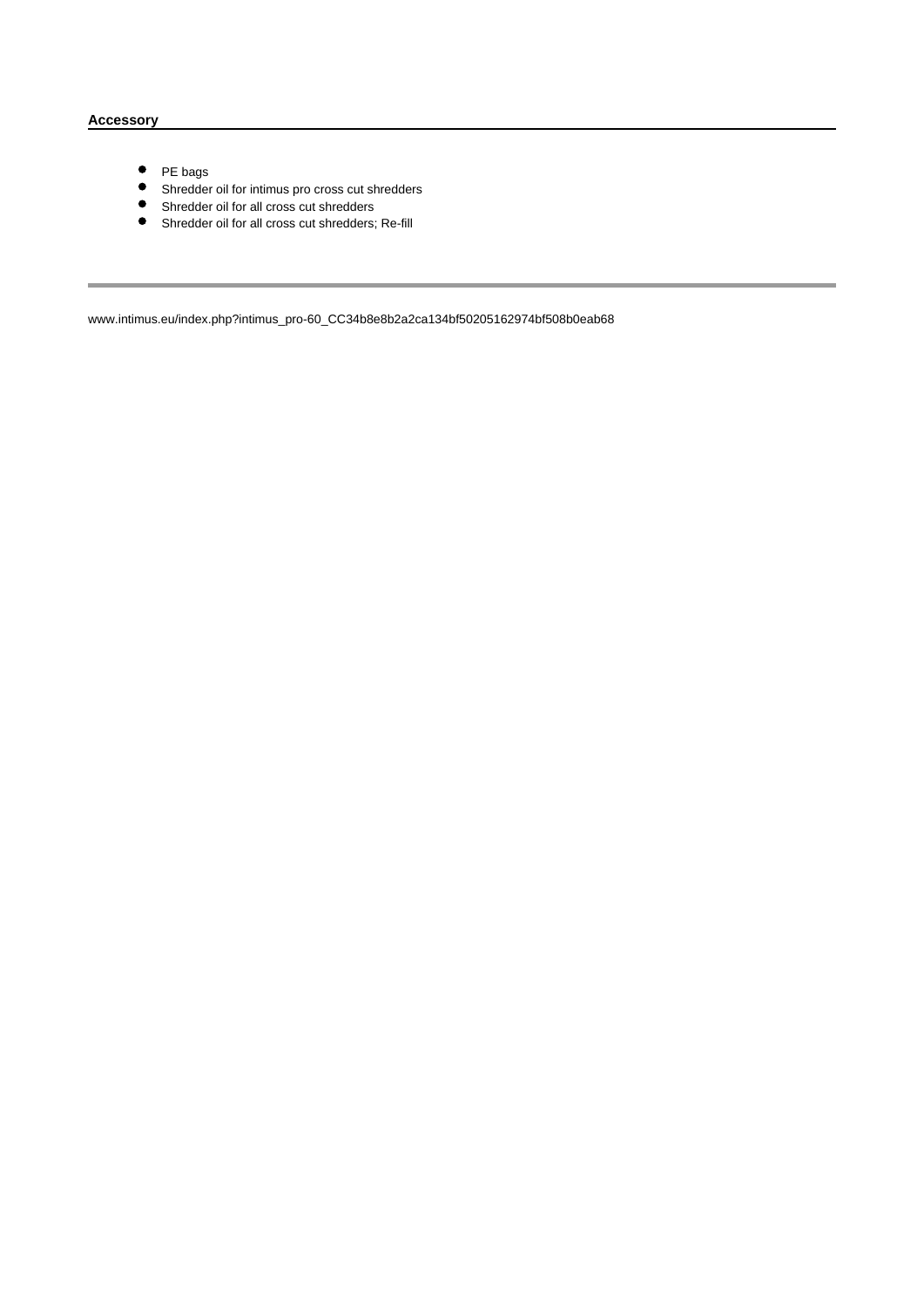**Accessory**

- PE bags
- Shredder oil for intimus pro cross cut shredders
- Shredder oil for all cross cut shredders
- Shredder oil for all cross cut shredders; Re-fill

---

www.intimus.eu/index.php?intimus_pro-60_CC34b8e8b2a2ca134bf50205162974bf508b0eab68